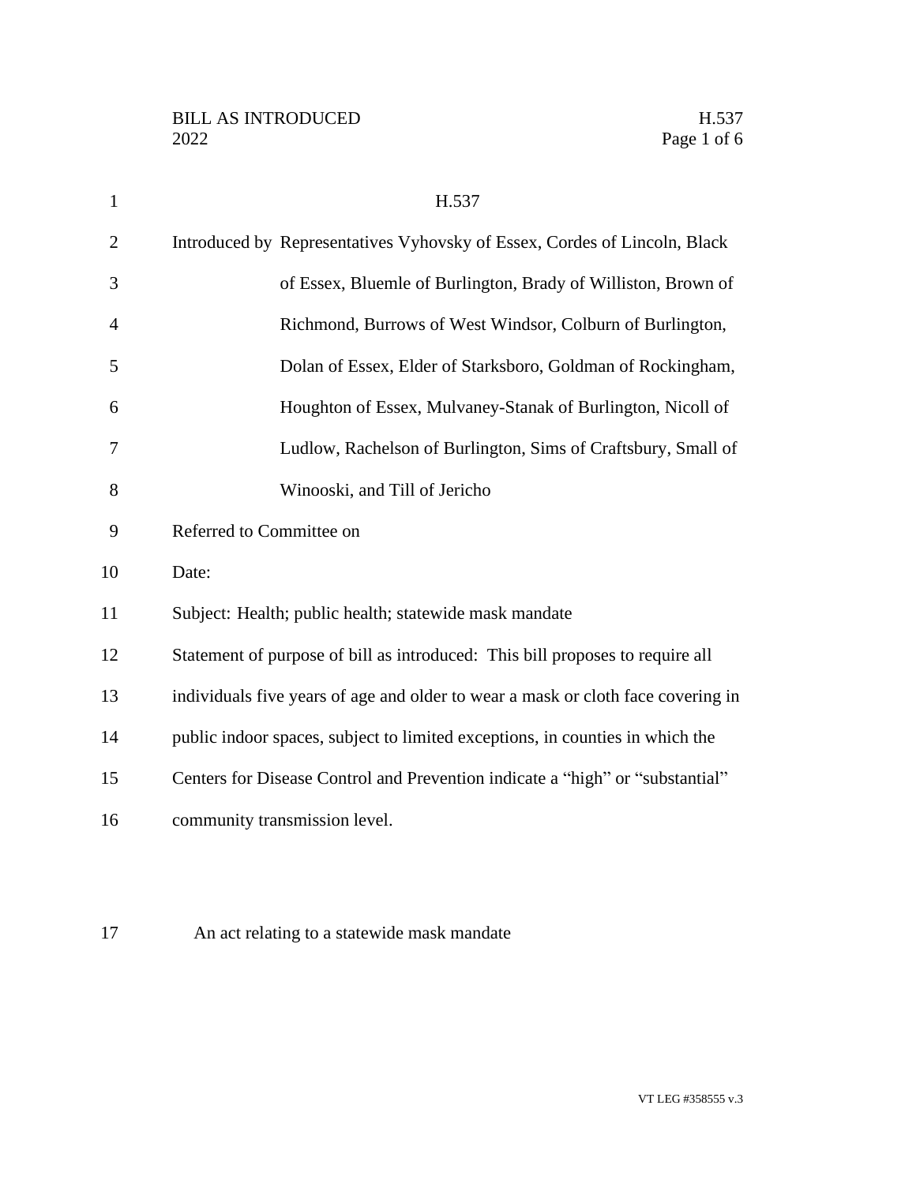# H.537

Introduced by Representatives Vyhovsky of Essex, Cordes of Lincoln, Black of Essex, Bluemle of Burlington, Brady of Williston, Brown of Richmond, Burrows of West Windsor, Colburn of Burlington, Dolan of Essex, Elder of Starksboro, Goldman of Rockingham, Houghton of Essex, Mulvaney-Stanak of Burlington, Nicoll of Ludlow, Rachelson of Burlington, Sims of Craftsbury, Small of Winooski, and Till of Jericho

Referred to Committee on

Date:

Subject: Health; public health; statewide mask mandate

Statement of purpose of bill as introduced: This bill proposes to require all individuals five years of age and older to wear a mask or cloth face covering in public indoor spaces, subject to limited exceptions, in counties in which the Centers for Disease Control and Prevention indicate a "high" or "substantial" community transmission level.

An act relating to a statewide mask mandate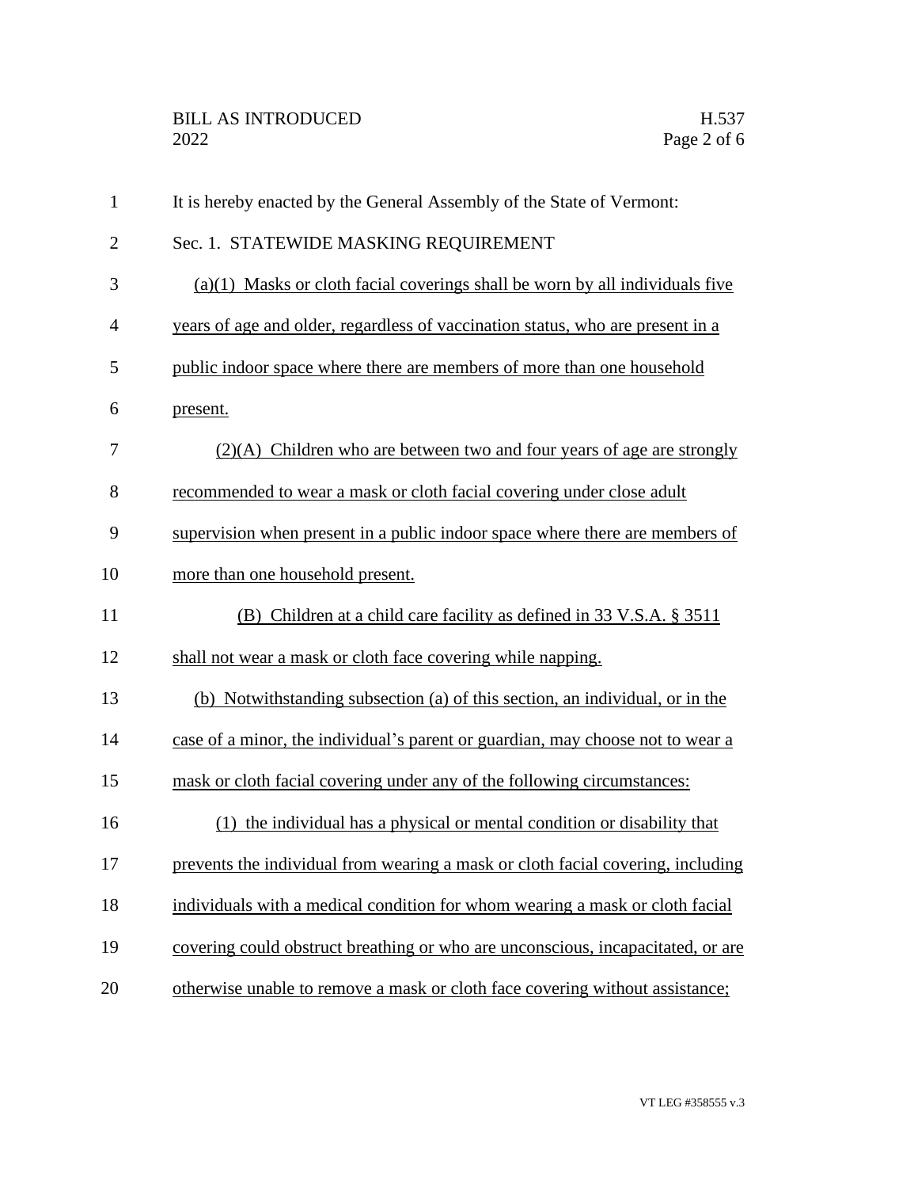It is hereby enacted by the General Assembly of the State of Vermont:

Sec. 1. STATEWIDE MASKING REQUIREMENT

(a)(1) Masks or cloth facial coverings shall be worn by all individuals five years of age and older, regardless of vaccination status, who are present in a public indoor space where there are members of more than one household present.

(2)(A) Children who are between two and four years of age are strongly recommended to wear a mask or cloth facial covering under close adult supervision when present in a public indoor space where there are members of more than one household present.

(B) Children at a child care facility as defined in 33 V.S.A. § 3511 shall not wear a mask or cloth face covering while napping.

(b) Notwithstanding subsection (a) of this section, an individual, or in the case of a minor, the individual's parent or guardian, may choose not to wear a mask or cloth facial covering under any of the following circumstances:

(1) the individual has a physical or mental condition or disability that prevents the individual from wearing a mask or cloth facial covering, including individuals with a medical condition for whom wearing a mask or cloth facial covering could obstruct breathing or who are unconscious, incapacitated, or are otherwise unable to remove a mask or cloth face covering without assistance;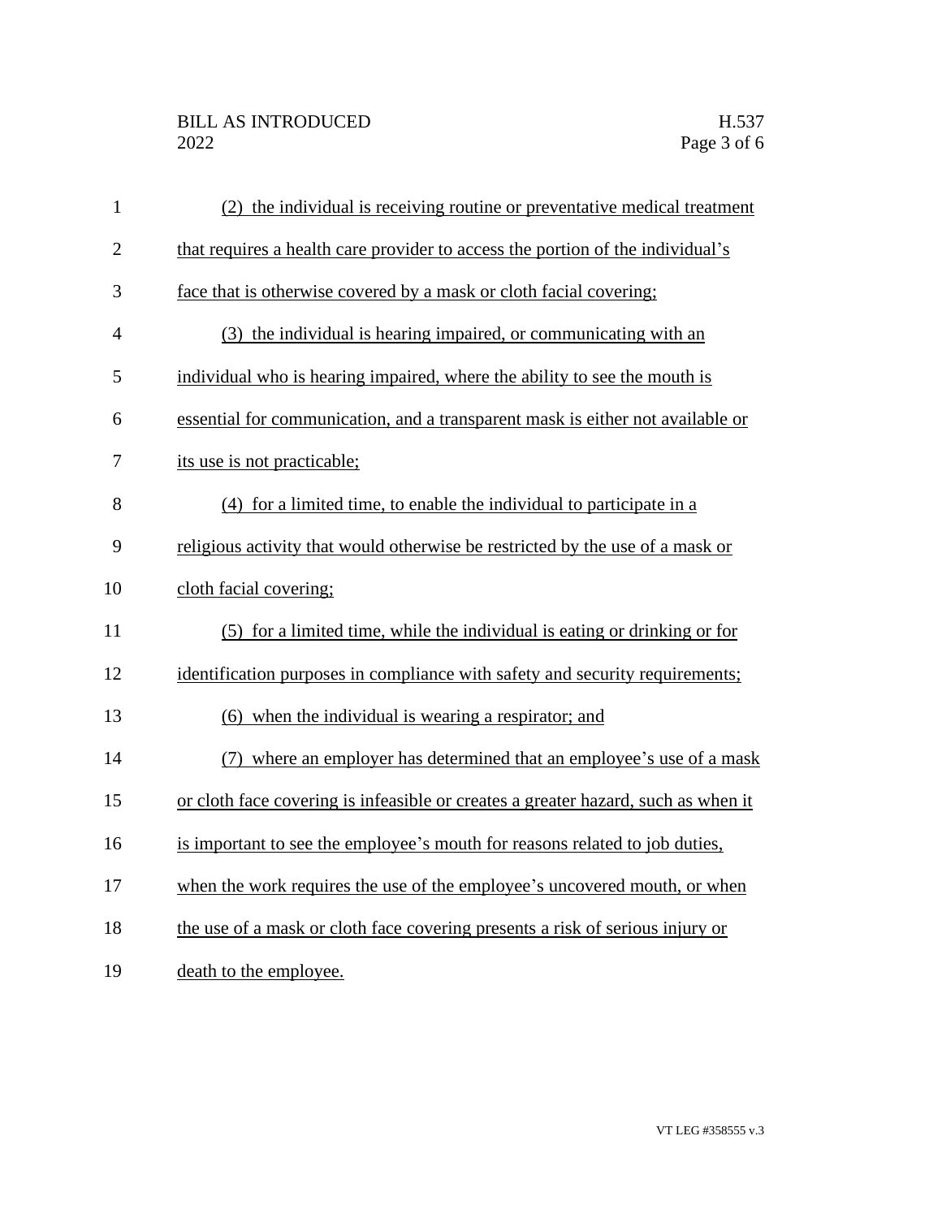(2) the individual is receiving routine or preventative medical treatment that requires a health care provider to access the portion of the individual's face that is otherwise covered by a mask or cloth facial covering;

(3) the individual is hearing impaired, or communicating with an individual who is hearing impaired, where the ability to see the mouth is essential for communication, and a transparent mask is either not available or its use is not practicable;

(4) for a limited time, to enable the individual to participate in a religious activity that would otherwise be restricted by the use of a mask or cloth facial covering;

(5) for a limited time, while the individual is eating or drinking or for identification purposes in compliance with safety and security requirements;

(6) when the individual is wearing a respirator; and

(7) where an employer has determined that an employee's use of a mask or cloth face covering is infeasible or creates a greater hazard, such as when it is important to see the employee's mouth for reasons related to job duties, when the work requires the use of the employee's uncovered mouth, or when the use of a mask or cloth face covering presents a risk of serious injury or death to the employee.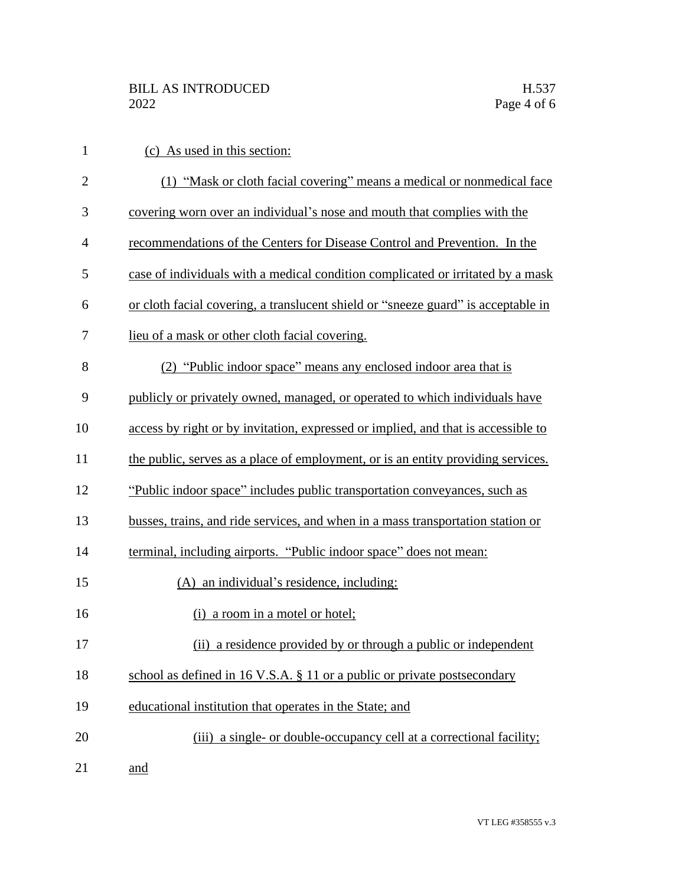(c) As used in this section:

(1) "Mask or cloth facial covering" means a medical or nonmedical face covering worn over an individual's nose and mouth that complies with the recommendations of the Centers for Disease Control and Prevention. In the case of individuals with a medical condition complicated or irritated by a mask or cloth facial covering, a translucent shield or "sneeze guard" is acceptable in lieu of a mask or other cloth facial covering.

(2) "Public indoor space" means any enclosed indoor area that is publicly or privately owned, managed, or operated to which individuals have access by right or by invitation, expressed or implied, and that is accessible to the public, serves as a place of employment, or is an entity providing services. "Public indoor space" includes public transportation conveyances, such as busses, trains, and ride services, and when in a mass transportation station or terminal, including airports. "Public indoor space" does not mean:

(A) an individual's residence, including:

(i) a room in a motel or hotel;

(ii) a residence provided by or through a public or independent school as defined in 16 V.S.A. § 11 or a public or private postsecondary educational institution that operates in the State; and

(iii) a single- or double-occupancy cell at a correctional facility; and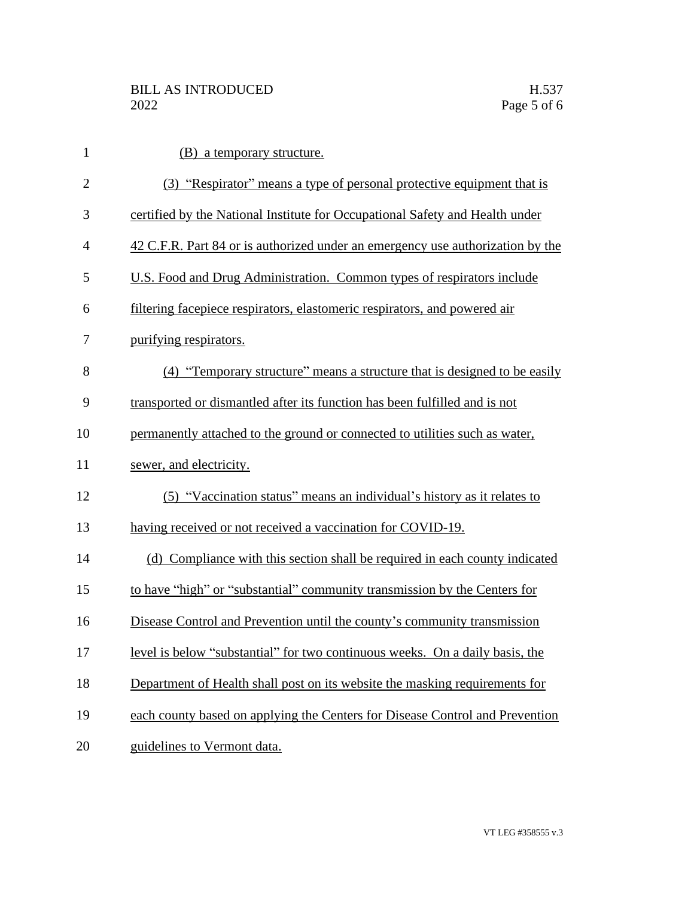(B) a temporary structure.

(3) "Respirator" means a type of personal protective equipment that is certified by the National Institute for Occupational Safety and Health under 42 C.F.R. Part 84 or is authorized under an emergency use authorization by the U.S. Food and Drug Administration. Common types of respirators include filtering facepiece respirators, elastomeric respirators, and powered air purifying respirators.

(4) "Temporary structure" means a structure that is designed to be easily transported or dismantled after its function has been fulfilled and is not permanently attached to the ground or connected to utilities such as water, sewer, and electricity.

(5) "Vaccination status" means an individual's history as it relates to having received or not received a vaccination for COVID-19.

(d) Compliance with this section shall be required in each county indicated to have "high" or "substantial" community transmission by the Centers for Disease Control and Prevention until the county's community transmission level is below "substantial" for two continuous weeks. On a daily basis, the Department of Health shall post on its website the masking requirements for each county based on applying the Centers for Disease Control and Prevention guidelines to Vermont data.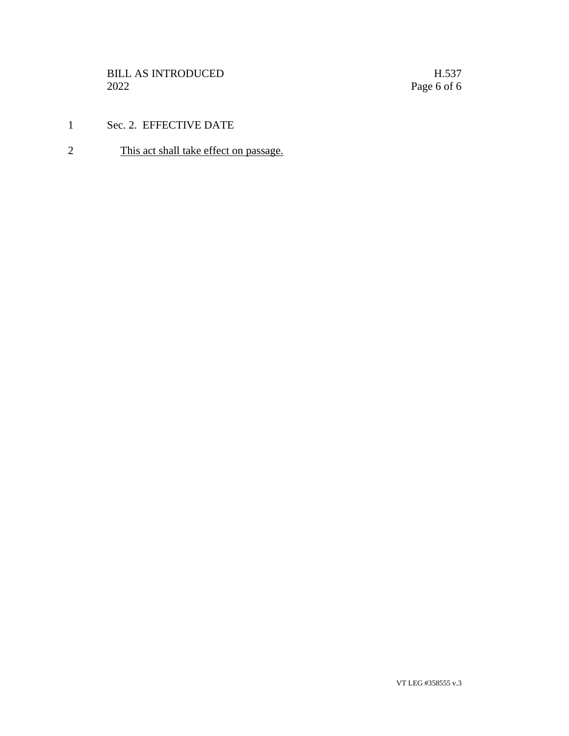Sec. 2. EFFECTIVE DATE

This act shall take effect on passage.